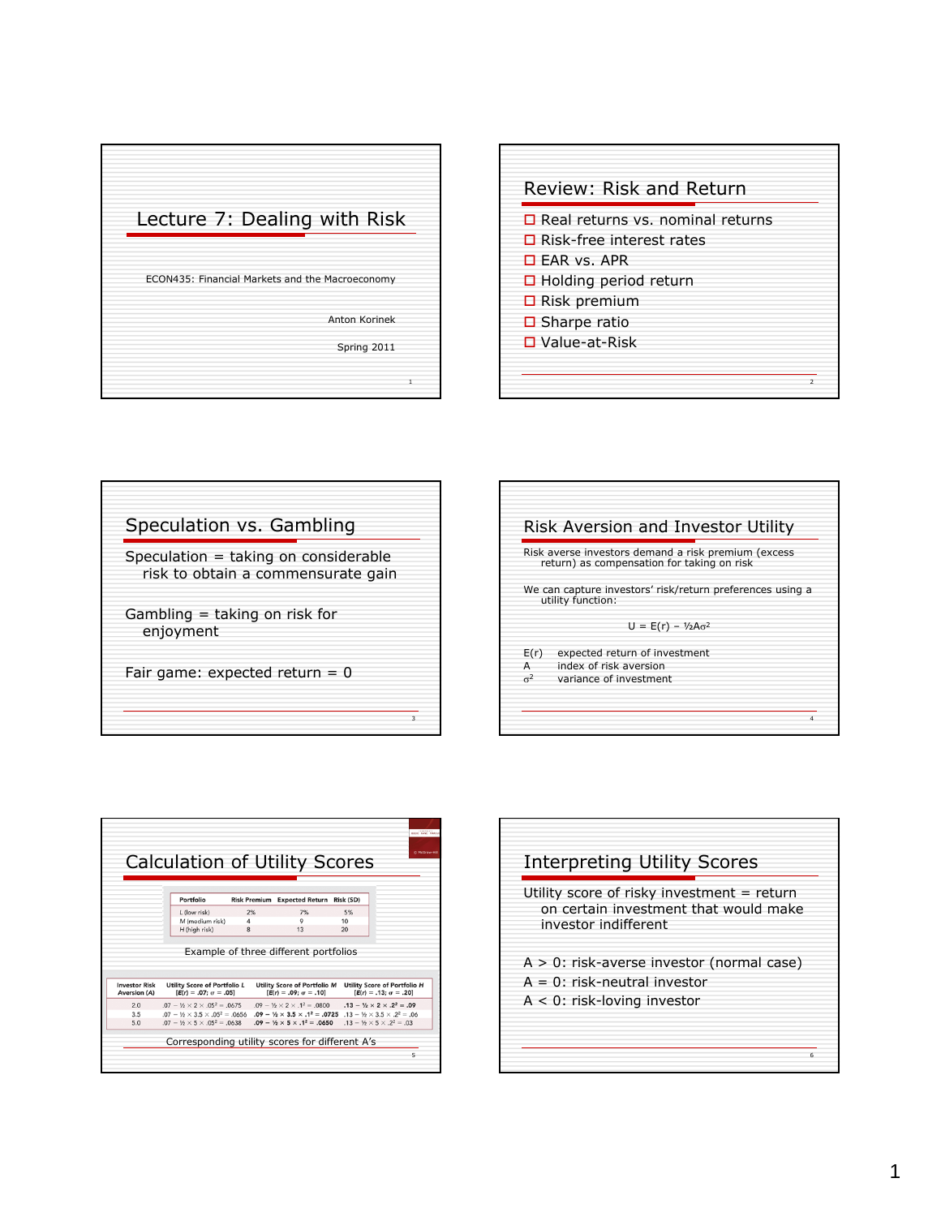# Lecture 7: Dealing with Risk

ECON435: Financial Markets and the Macroeconomy

Anton Korinek

Spring 2011

## Review: Risk and Return

- Real returns vs. nominal returns
- Risk-free interest rates
- EAR vs. APR
- Holding period return
- Risk premium
- Sharpe ratio
- Value-at-Risk

## Speculation vs. Gambling

Speculation = taking on considerable risk to obtain a commensurate gain

Gambling = taking on risk for enjoyment

Fair game: expected return = 0

## Risk Aversion and Investor Utility

Risk averse investors demand a risk premium (excess return) as compensation for taking on risk

We can capture investors' risk/return preferences using a utility function:

$$U = E(r) - ½A\sigma^2$$

$E(r)$ expected return of investment
$A$ index of risk aversion
$\sigma^2$ variance of investment

## Calculation of Utility Scores

| Portfolio | Risk Premium | Expected Return | Risk (SD) |
|---|---|---|---|
| L (low risk) | 2% | 7% | 5% |
| M (medium risk) | 4 | 9 | 10 |
| H (high risk) | 8 | 13 | 20 |

Example of three different portfolios

| Investor Risk Aversion (A) | Utility Score of Portfolio L [$E(r) = .07; \sigma = .05$] | Utility Score of Portfolio M [$E(r) = .09; \sigma = .10$] | Utility Score of Portfolio H [$E(r) = .13; \sigma = .20$] |
|---|---|---|---|
| 2.0 | $.07 - ½ \times 2 \times .05^2 = .0675$ | $.09 - ½ \times 2 \times .1^2 = .0800$ | **$.13 - ½ \times 2 \times .2^2 = .09$** |
| 3.5 | $.07 - ½ \times 3.5 \times .05^2 = .0656$ | **$.09 - ½ \times 3.5 \times .1^2 = .0725$** | $.13 - ½ \times 3.5 \times .2^2 = .06$ |
| 5.0 | $.07 - ½ \times 5 \times .05^2 = .0638$ | **$.09 - ½ \times 5 \times .1^2 = .0650$** | $.13 - ½ \times 5 \times .2^2 = .03$ |

Corresponding utility scores for different A's

## Interpreting Utility Scores

Utility score of risky investment = return on certain investment that would make investor indifferent

A > 0: risk-averse investor (normal case)
A = 0: risk-neutral investor
A < 0: risk-loving investor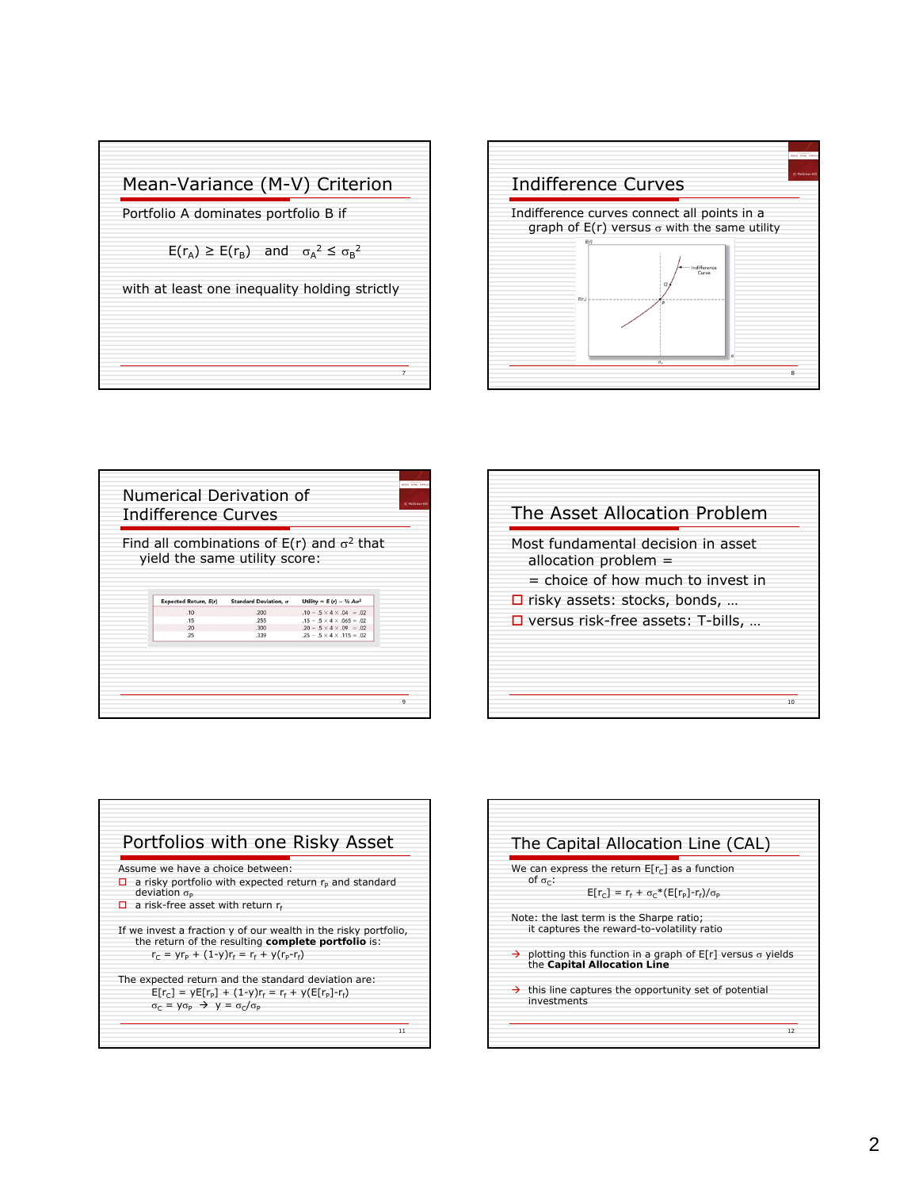## Mean-Variance (M-V) Criterion

Portfolio A dominates portfolio B if

$$E(r_A) \geq E(r_B) \quad \text{and} \quad \sigma_A^2 \leq \sigma_B^2$$

with at least one inequality holding strictly

## Indifference Curves

Indifference curves connect all points in a graph of E(r) versus $\sigma$ with the same utility

## Numerical Derivation of Indifference Curves

Find all combinations of E(r) and $\sigma^2$ that yield the same utility score:

| Expected Return, $E(r)$ | Standard Deviation, $\sigma$ | Utility = $E(r) - ½ A\sigma^2$ |
|---|---|---|
| .10 | .200 | .10 − .5 × 4 × .04 = .02 |
| .15 | .255 | .15 − .5 × 4 × .065 = .02 |
| .20 | .300 | .20 − .5 × 4 × .09 = .02 |
| .25 | .339 | .25 − .5 × 4 × .115 = .02 |

## The Asset Allocation Problem

Most fundamental decision in asset allocation problem =

= choice of how much to invest in

- risky assets: stocks, bonds, …
- versus risk-free assets: T-bills, …

## Portfolios with one Risky Asset

Assume we have a choice between:

- a risky portfolio with expected return $r_p$ and standard deviation $\sigma_p$
- a risk-free asset with return $r_f$

If we invest a fraction y of our wealth in the risky portfolio, the return of the resulting **complete portfolio** is:

$$r_C = yr_P + (1-y)r_f = r_f + y(r_P - r_f)$$

The expected return and the standard deviation are:

$$E[r_C] = yE[r_P] + (1-y)r_f = r_f + y(E[r_P]-r_f)$$

$$\sigma_C = y\sigma_P \rightarrow y = \sigma_C/\sigma_P$$

## The Capital Allocation Line (CAL)

We can express the return $E[r_C]$ as a function of $\sigma_C$:

$$E[r_C] = r_f + \sigma_C*(E[r_P]-r_f)/\sigma_P$$

Note: the last term is the Sharpe ratio; it captures the reward-to-volatility ratio

→ plotting this function in a graph of E[r] versus $\sigma$ yields the **Capital Allocation Line**

→ this line captures the opportunity set of potential investments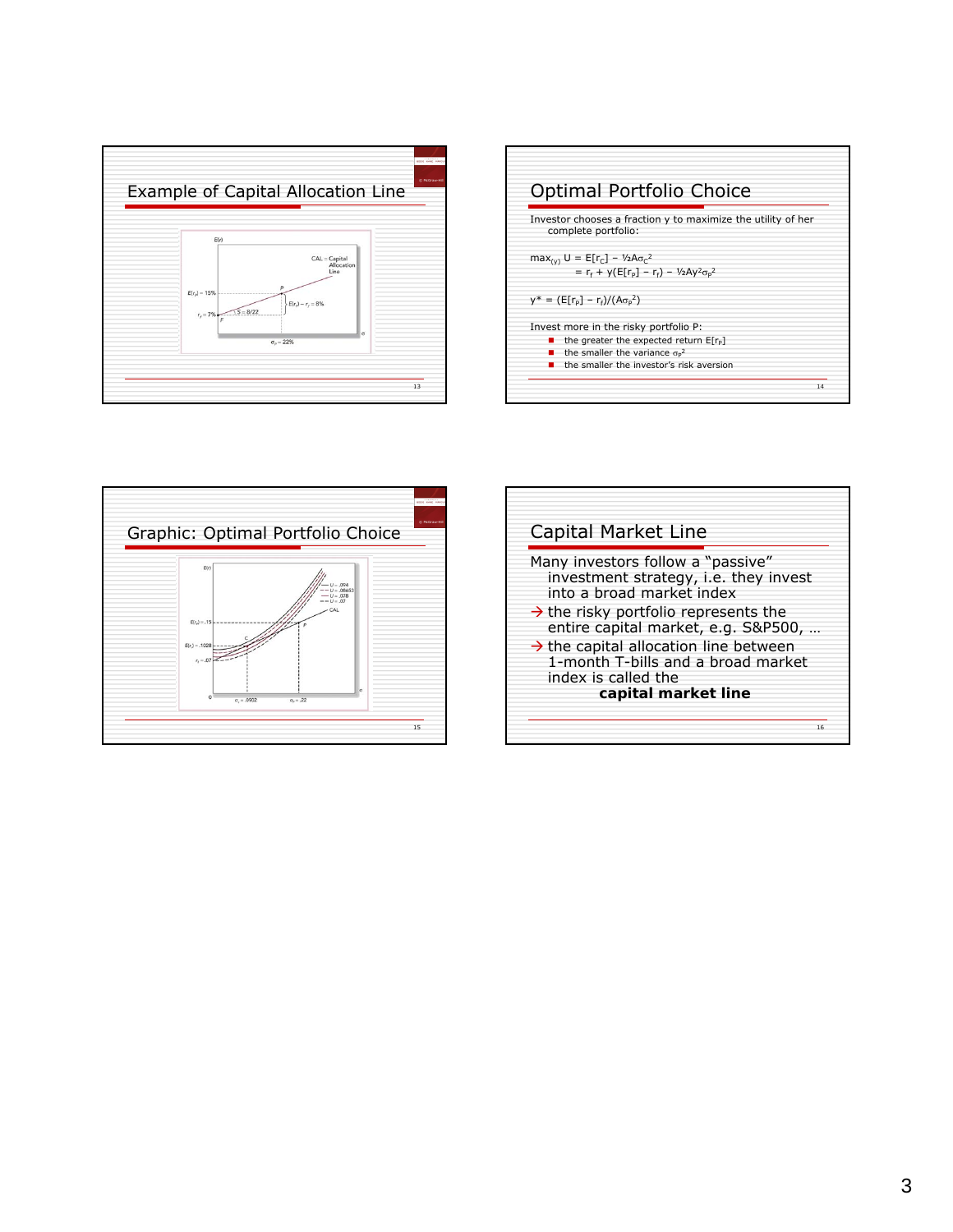## Example of Capital Allocation Line

E(r)

CAL = Capital Allocation Line

$E(r_p) = 15\%$

P

$E(r_p) - r_f = 8\%$

$r_f = 7\%$

$S = 8/22$

F

$\sigma_p = 22\%$

σ

## Optimal Portfolio Choice

Investor chooses a fraction y to maximize the utility of her complete portfolio:

$$\max_{(y)} U = E[r_C] - \tfrac{1}{2}A\sigma_C^2$$
$$= r_f + y(E[r_P] - r_f) - \tfrac{1}{2}Ay^2\sigma_P^2$$

$$y^* = (E[r_P] - r_f)/(A\sigma_P^2)$$

Invest more in the risky portfolio P:

- the greater the expected return $E[r_P]$
- the smaller the variance $\sigma_P^2$
- the smaller the investor's risk aversion

## Graphic: Optimal Portfolio Choice

E(r)

U = .094

U = .08653

U = .078

U = .07

CAL

$E(r_p) = .15$

P

$E(r_c) = .1028$

C

$r_f = .07$

0

$\sigma_c = .0902$

$\sigma_p = .22$

σ

## Capital Market Line

Many investors follow a "passive" investment strategy, i.e. they invest into a broad market index

→ the risky portfolio represents the entire capital market, e.g. S&P500, …

→ the capital allocation line between 1-month T-bills and a broad market index is called the

**capital market line**